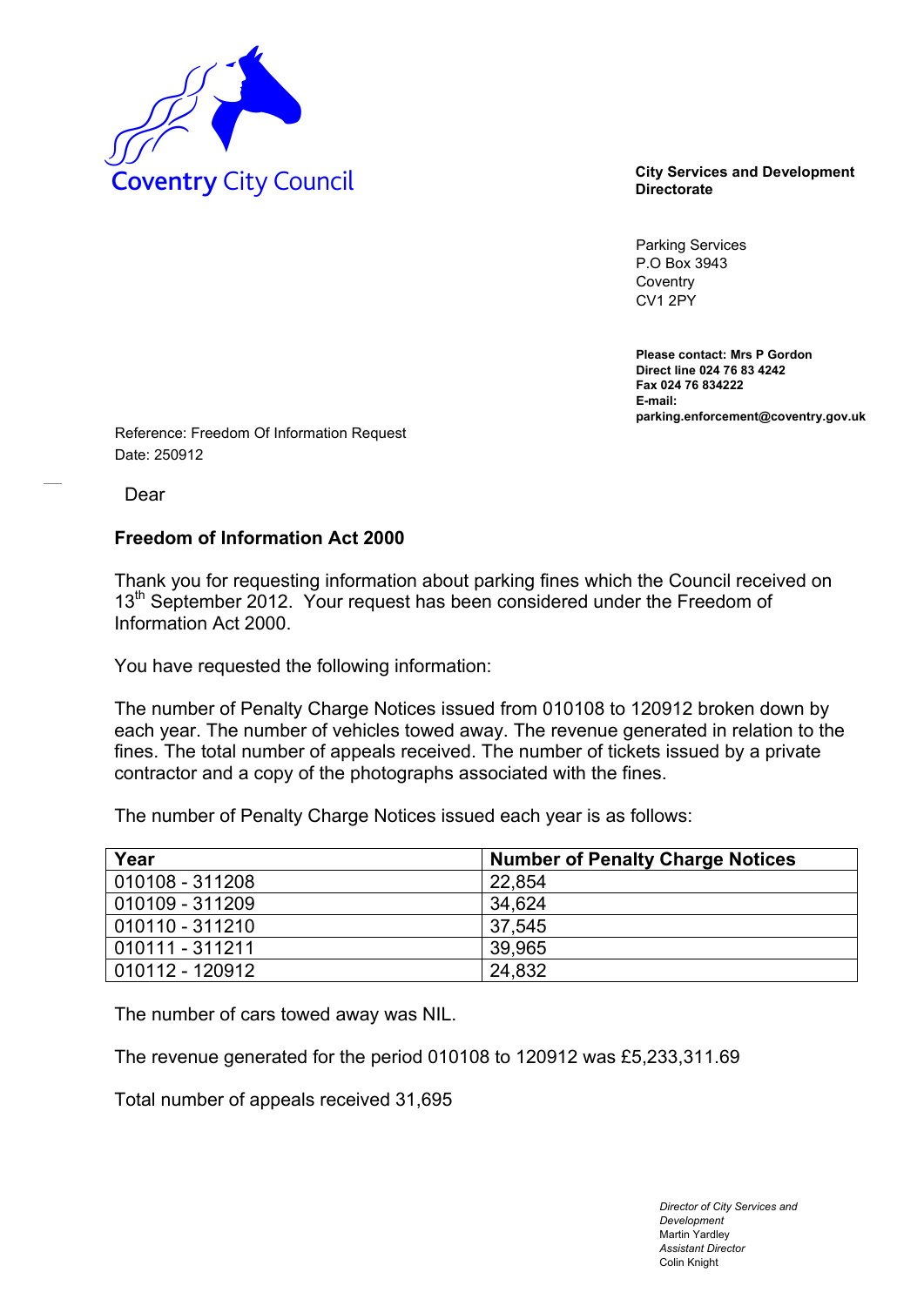Coventry City Council

**City Services and Development Directorate**

Parking Services
P.O Box 3943
Coventry
CV1 2PY

**Please contact: Mrs P Gordon**
**Direct line 024 76 83 4242**
**Fax 024 76 834222**
**E-mail: parking.enforcement@coventry.gov.uk**

Reference: Freedom Of Information Request
Date: 250912

Dear

**Freedom of Information Act 2000**

Thank you for requesting information about parking fines which the Council received on 13th September 2012. Your request has been considered under the Freedom of Information Act 2000.

You have requested the following information:

The number of Penalty Charge Notices issued from 010108 to 120912 broken down by each year. The number of vehicles towed away. The revenue generated in relation to the fines. The total number of appeals received. The number of tickets issued by a private contractor and a copy of the photographs associated with the fines.

The number of Penalty Charge Notices issued each year is as follows:

| Year | Number of Penalty Charge Notices |
|---|---|
| 010108 - 311208 | 22,854 |
| 010109 - 311209 | 34,624 |
| 010110 - 311210 | 37,545 |
| 010111 - 311211 | 39,965 |
| 010112 - 120912 | 24,832 |

The number of cars towed away was NIL.

The revenue generated for the period 010108 to 120912 was £5,233,311.69

Total number of appeals received 31,695

*Director of City Services and Development*
Martin Yardley
*Assistant Director*
Colin Knight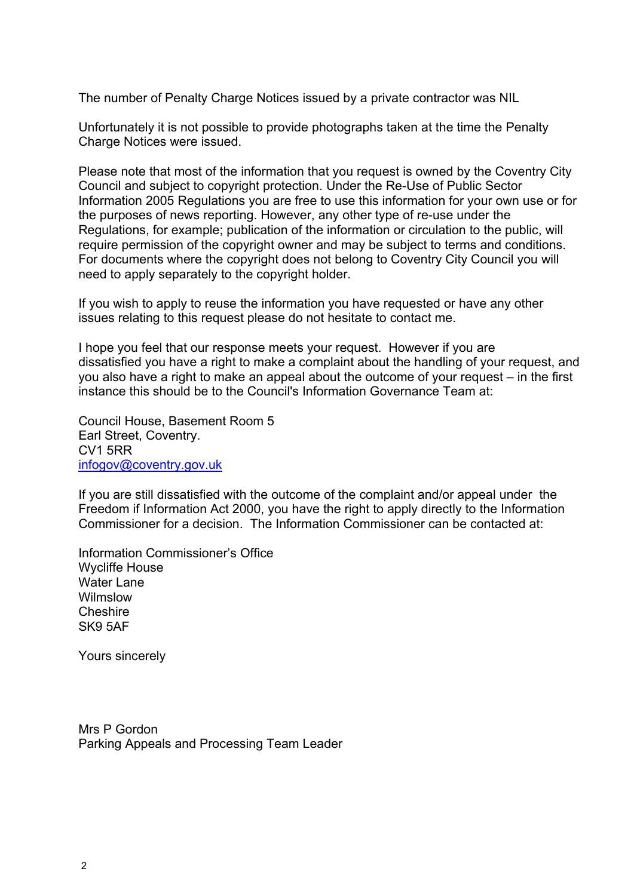The number of Penalty Charge Notices issued by a private contractor was NIL

Unfortunately it is not possible to provide photographs taken at the time the Penalty Charge Notices were issued.

Please note that most of the information that you request is owned by the Coventry City Council and subject to copyright protection. Under the Re-Use of Public Sector Information 2005 Regulations you are free to use this information for your own use or for the purposes of news reporting. However, any other type of re-use under the Regulations, for example; publication of the information or circulation to the public, will require permission of the copyright owner and may be subject to terms and conditions. For documents where the copyright does not belong to Coventry City Council you will need to apply separately to the copyright holder.

If you wish to apply to reuse the information you have requested or have any other issues relating to this request please do not hesitate to contact me.

I hope you feel that our response meets your request. However if you are dissatisfied you have a right to make a complaint about the handling of your request, and you also have a right to make an appeal about the outcome of your request – in the first instance this should be to the Council's Information Governance Team at:

Council House, Basement Room 5
Earl Street, Coventry.
CV1 5RR
infogov@coventry.gov.uk

If you are still dissatisfied with the outcome of the complaint and/or appeal under the Freedom if Information Act 2000, you have the right to apply directly to the Information Commissioner for a decision. The Information Commissioner can be contacted at:

Information Commissioner's Office
Wycliffe House
Water Lane
Wilmslow
Cheshire
SK9 5AF

Yours sincerely

Mrs P Gordon
Parking Appeals and Processing Team Leader